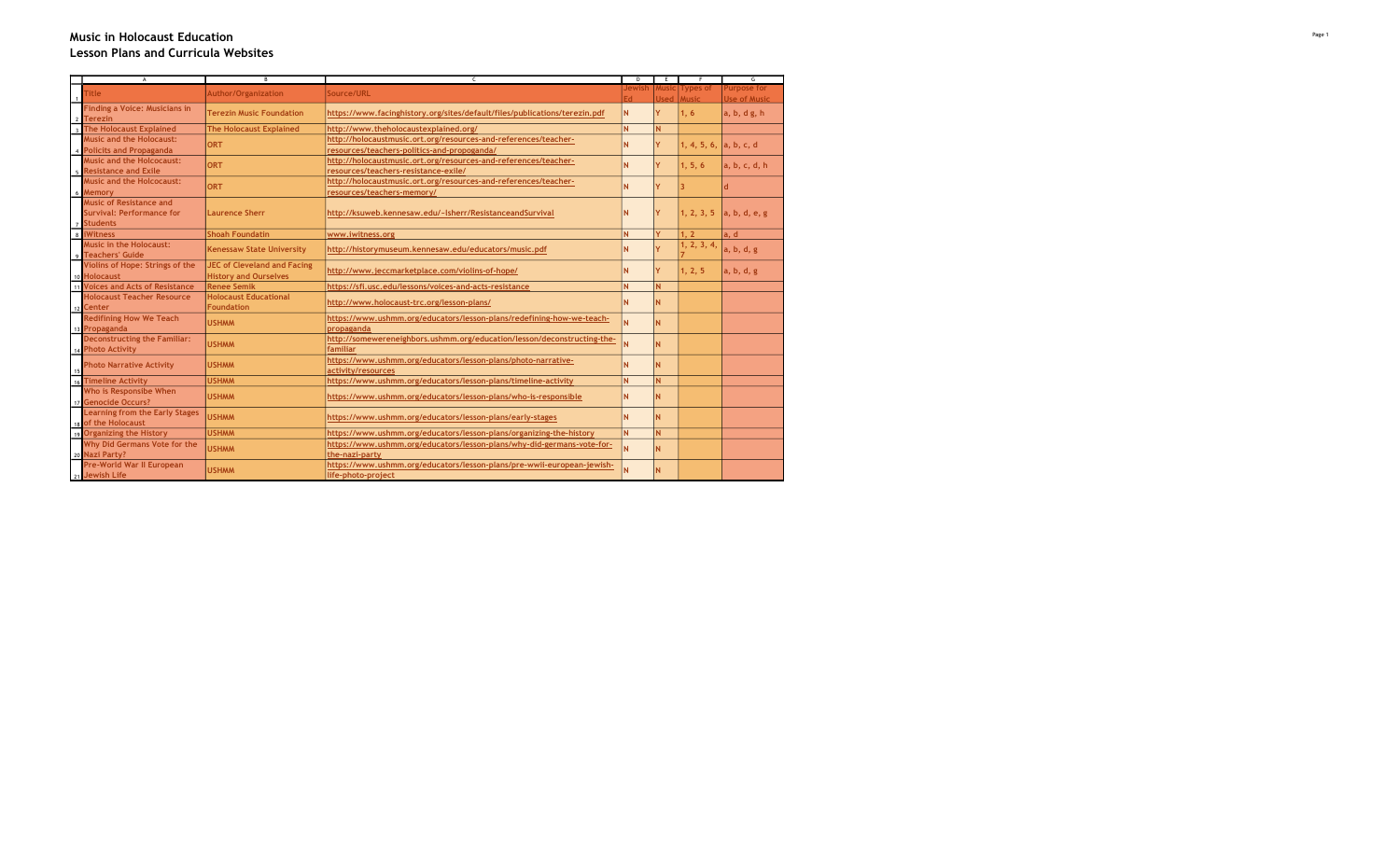## Music in Holocaust Education
## Lesson Plans and Curricula Websites

| Title | Author/Organization | Source/URL | Jewish Ed | Music Used | Types of Music | Purpose for Use of Music |
|---|---|---|---|---|---|---|
| Finding a Voice: Musicians in Terezin | Terezin Music Foundation | https://www.facinghistory.org/sites/default/files/publications/terezin.pdf | N | Y | 1, 6 | a, b, d g, h |
| The Holocaust Explained | The Holocaust Explained | http://www.theholocaustexplained.org/ | N | N | | |
| Music and the Holocaust: Policits and Propaganda | ORT | http://holocaustmusic.ort.org/resources-and-references/teacher-resources/teachers-politics-and-propoganda/ | N | Y | 1, 4, 5, 6, | a, b, c, d |
| Music and the Holocaust: Resistance and Exile | ORT | http://holocaustmusic.ort.org/resources-and-references/teacher-resources/teachers-resistance-exile/ | N | Y | 1, 5, 6 | a, b, c, d, h |
| Music and the Holocaust: Memory | ORT | http://holocaustmusic.ort.org/resources-and-references/teacher-resources/teachers-memory/ | N | Y | 3 | d |
| Music of Resistance and Survival: Performance for Students | Laurence Sherr | http://ksuweb.kennesaw.edu/~lsherr/ResistanceandSurvival | N | Y | 1, 2, 3, 5 | a, b, d, e, g |
| iWitness | Shoah Foundatin | www.iwitness.org | N | Y | 1, 2 | a, d |
| Music in the Holocaust: Teachers' Guide | Kenessaw State University | http://historymuseum.kennesaw.edu/educators/music.pdf | N | Y | 1, 2, 3, 4, 7 | a, b, d, g |
| Violins of Hope: Strings of the Holocaust | JEC of Cleveland and Facing History and Ourselves | http://www.jeccmarketplace.com/violins-of-hope/ | N | Y | 1, 2, 5 | a, b, d, g |
| Voices and Acts of Resistance | Renee Semik | https://sfi.usc.edu/lessons/voices-and-acts-resistance | N | N | | |
| Holocaust Teacher Resource Center | Holocaust Educational Foundation | http://www.holocaust-trc.org/lesson-plans/ | N | N | | |
| Redifining How We Teach Propaganda | USHMM | https://www.ushmm.org/educators/lesson-plans/redefining-how-we-teach-propaganda | N | N | | |
| Deconstructing the Familiar: Photo Activity | USHMM | http://somewereneighbors.ushmm.org/education/lesson/deconstructing-the-familiar | N | N | | |
| Photo Narrative Activity | USHMM | https://www.ushmm.org/educators/lesson-plans/photo-narrative-activity/resources | N | N | | |
| Timeline Activity | USHMM | https://www.ushmm.org/educators/lesson-plans/timeline-activity | N | N | | |
| Who is Responsibe When Genocide Occurs? | USHMM | https://www.ushmm.org/educators/lesson-plans/who-is-responsible | N | N | | |
| Learning from the Early Stages of the Holocaust | USHMM | https://www.ushmm.org/educators/lesson-plans/early-stages | N | N | | |
| Organizing the History | USHMM | https://www.ushmm.org/educators/lesson-plans/organizing-the-history | N | N | | |
| Why Did Germans Vote for the Nazi Party? | USHMM | https://www.ushmm.org/educators/lesson-plans/why-did-germans-vote-for-the-nazi-party | N | N | | |
| Pre-World War II European Jewish Life | USHMM | https://www.ushmm.org/educators/lesson-plans/pre-wwii-european-jewish-life-photo-project | N | N | | |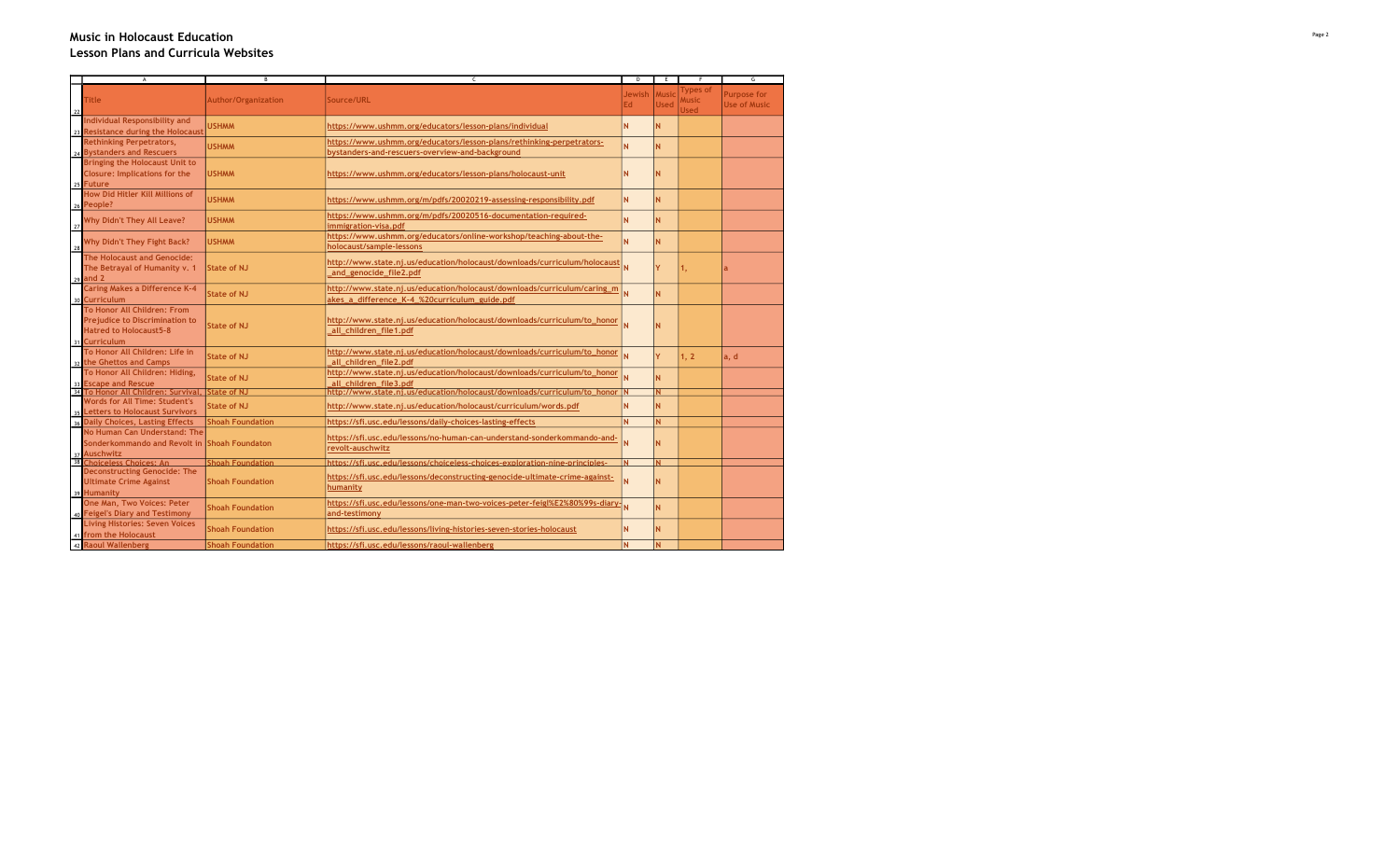## Music in Holocaust Education

### Lesson Plans and Curricula Websites

| Title | Author/Organization | Source/URL | Jewish Ed | Music Used | Types of Music Used | Purpose for Use of Music |
|---|---|---|---|---|---|---|
| Individual Responsibility and Resistance during the Holocaust | USHMM | https://www.ushmm.org/educators/lesson-plans/individual | N | N | | |
| Rethinking Perpetrators, Bystanders and Rescuers | USHMM | https://www.ushmm.org/educators/lesson-plans/rethinking-perpetrators-bystanders-and-rescuers-overview-and-background | N | N | | |
| Bringing the Holocaust Unit to Closure: Implications for the Future | USHMM | https://www.ushmm.org/educators/lesson-plans/holocaust-unit | N | N | | |
| How Did Hitler Kill Millions of People? | USHMM | https://www.ushmm.org/m/pdfs/20020219-assessing-responsibility.pdf | N | N | | |
| Why Didn't They All Leave? | USHMM | https://www.ushmm.org/m/pdfs/20020516-documentation-required-immigration-visa.pdf | N | N | | |
| Why Didn't They Fight Back? | USHMM | https://www.ushmm.org/educators/online-workshop/teaching-about-the-holocaust/sample-lessons | N | N | | |
| The Holocaust and Genocide: The Betrayal of Humanity v. 1 and 2 | State of NJ | http://www.state.nj.us/education/holocaust/downloads/curriculum/holocaust_and_genocide_file2.pdf | N | Y | 1, | a |
| Caring Makes a Difference K-4 Curriculum | State of NJ | http://www.state.nj.us/education/holocaust/downloads/curriculum/caring_makes_a_difference_K-4_%20curriculum_guide.pdf | N | N | | |
| To Honor All Children: From Prejudice to Discrimination to Hatred to Holocaust5-8 Curriculum | State of NJ | http://www.state.nj.us/education/holocaust/downloads/curriculum/to_honor_all_children_file1.pdf | N | N | | |
| To Honor All Children: Life in the Ghettos and Camps | State of NJ | http://www.state.nj.us/education/holocaust/downloads/curriculum/to_honor_all_children_file2.pdf | N | Y | 1, 2 | a, d |
| To Honor All Children: Hiding, Escape and Rescue | State of NJ | http://www.state.nj.us/education/holocaust/downloads/curriculum/to_honor_all_children_file3.pdf | N | N | | |
| To Honor All Children: Survival, | State of NJ | http://www.state.nj.us/education/holocaust/downloads/curriculum/to_honor | N | N | | |
| Words for All Time: Student's Letters to Holocaust Survivors | State of NJ | http://www.state.nj.us/education/holocaust/curriculum/words.pdf | N | N | | |
| Daily Choices, Lasting Effects | Shoah Foundation | https://sfi.usc.edu/lessons/daily-choices-lasting-effects | N | N | | |
| No Human Can Understand: The Sonderkommando and Revolt in Auschwitz | Shoah Foundaton | https://sfi.usc.edu/lessons/no-human-can-understand-sonderkommando-and-revolt-auschwitz | N | N | | |
| Choiceless Choices: An | Shoah Foundation | https://sfi.usc.edu/lessons/choiceless-choices-exploration-nine-principles- | N | N | | |
| Deconstructing Genocide: The Ultimate Crime Against Humanity | Shoah Foundation | https://sfi.usc.edu/lessons/deconstructing-genocide-ultimate-crime-against-humanity | N | N | | |
| One Man, Two Voices: Peter Feigel's Diary and Testimony | Shoah Foundation | https://sfi.usc.edu/lessons/one-man-two-voices-peter-feigl%E2%80%99s-diary-and-testimony | N | N | | |
| Living Histories: Seven Voices from the Holocaust | Shoah Foundation | https://sfi.usc.edu/lessons/living-histories-seven-stories-holocaust | N | N | | |
| Raoul Wallenberg | Shoah Foundation | https://sfi.usc.edu/lessons/raoul-wallenberg | N | N | | |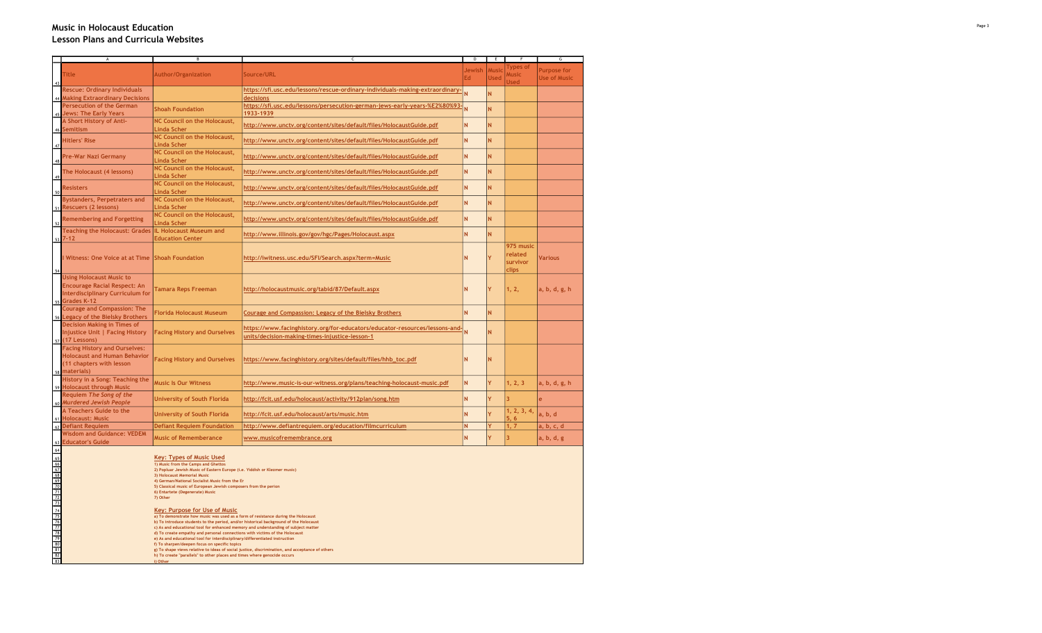## Music in Holocaust Education

### Lesson Plans and Curricula Websites

| Title | Author/Organization | Source/URL | Jewish Ed | Music Used | Types of Music Used | Purpose for Use of Music |
|---|---|---|---|---|---|---|
| Rescue: Ordinary Individuals Making Extraordinary Decisions | | https://sfi.usc.edu/lessons/rescue-ordinary-individuals-making-extraordinary-decisions | N | N | | |
| Persecution of the German Jews: The Early Years | Shoah Foundation | https://sfi.usc.edu/lessons/persecution-german-jews-early-years-%E2%80%93-1933-1939 | N | N | | |
| A Short History of Anti-Semitism | NC Council on the Holocaust, Linda Scher | http://www.unctv.org/content/sites/default/files/HolocaustGuide.pdf | N | N | | |
| Hitlers' Rise | NC Council on the Holocaust, Linda Scher | http://www.unctv.org/content/sites/default/files/HolocaustGuide.pdf | N | N | | |
| Pre-War Nazi Germany | NC Council on the Holocaust, Linda Scher | http://www.unctv.org/content/sites/default/files/HolocaustGuide.pdf | N | N | | |
| The Holocaust (4 lessons) | NC Council on the Holocaust, Linda Scher | http://www.unctv.org/content/sites/default/files/HolocaustGuide.pdf | N | N | | |
| Resisters | NC Council on the Holocaust, Linda Scher | http://www.unctv.org/content/sites/default/files/HolocaustGuide.pdf | N | N | | |
| Bystanders, Perpetraters and Rescuers (2 lessons) | NC Council on the Holocaust, Linda Scher | http://www.unctv.org/content/sites/default/files/HolocaustGuide.pdf | N | N | | |
| Remembering and Forgetting | NC Council on the Holocaust, Linda Scher | http://www.unctv.org/content/sites/default/files/HolocaustGuide.pdf | N | N | | |
| Teaching the Holocaust: Grades 7-12 | IL Holocaust Museum and Education Center | http://www.illinois.gov/gov/hgc/Pages/Holocaust.aspx | N | N | | |
| I Witness: One Voice at at Time | Shoah Foundation | http://iwitness.usc.edu/SFI/Search.aspx?term=Music | N | Y | 975 music related survivor clips | Various |
| Using Holocaust Music to Encourage Racial Respect: An Interdisciplinary Curriculum for Grades K-12 | Tamara Reps Freeman | http://holocaustmusic.org/tabid/87/Default.aspx | N | Y | 1, 2, | a, b, d, g, h |
| Courage and Compassion: The Legacy of the Bielsky Brothers | Florida Holocaust Museum | Courage and Compassion: Legacy of the Bielsky Brothers | N | N | | |
| Decision Making in Times of Injustice Unit \| Facing History (17 Lessons) | Facing History and Ourselves | https://www.facinghistory.org/for-educators/educator-resources/lessons-and-units/decision-making-times-injustice-lesson-1 | N | N | | |
| Facing History and Ourselves: Holocaust and Human Behavior (11 chapters with lesson materials) | Facing History and Ourselves | https://www.facinghistory.org/sites/default/files/hhb_toc.pdf | N | N | | |
| History in a Song: Teaching the Holocaust through Music | Music Is Our Witness | http://www.music-is-our-witness.org/plans/teaching-holocaust-music.pdf | N | Y | 1, 2, 3 | a, b, d, g, h |
| Requiem *The Song of the Murdered Jewish People* | University of South Florida | http://fcit.usf.edu/holocaust/activity/912plan/song.htm | N | Y | 3 | e |
| A Teachers Guide to the Holocaust: Music | University of South Florida | http://fcit.usf.edu/holocaust/arts/music.htm | N | Y | 1, 2, 3, 4, 5, 6 | a, b, d |
| Defiant Requiem | Defiant Requiem Foundation | http://www.defiantrequiem.org/education/filmcurriculum | N | Y | 1, 7 | a, b, c, d |
| Wisdom and Guidance: VEDEM Educator's Guide | Music of Rememberance | www.musicofremembrance.org | N | Y | 3 | a, b, d, g |

**Key: Types of Music Used**

1) Music from the Camps and Ghettos
2) Popluar Jewish Music of Eastern Europe (i.e. Yiddish or Klezmer music)
3) Holocaust Memorial Music
4) German/National Socialist Music from the Er
5) Classical music of European Jewish composers from the perion
6) Entartete (Degenerate) Music
7) Other

**Key: Purpose for Use of Music**

a) To demonstrate how music was used as a form of resistance during the Holocaust
b) To introduce students to the period, and/or historical background of the Holocaust
c) As and educational tool for enhanced memory and understanding of subject matter
d) To create empathy and personal connections with victims of the Holocaust
e) As and educational tool for interdisciplinary/differentiated instruction
f) To sharpen/deepen focus on specific topics
g) To shape views relative to ideas of social justice, discrimination, and acceptance of others
h) To create "parallels" to other places and times where genocide occurs
i) Other